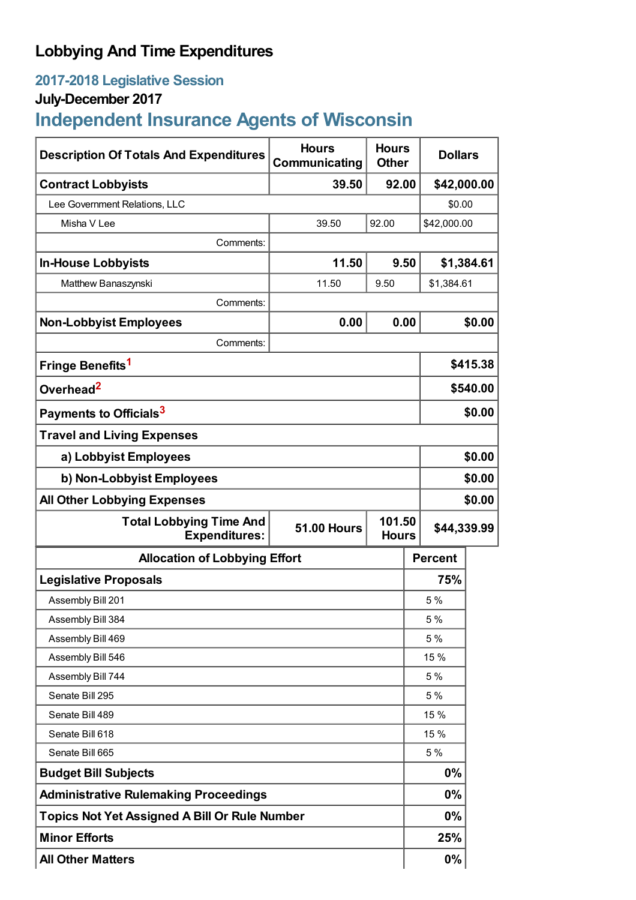# Lobbying And Time Expenditures

## 2017-2018 Legislative Session

### July-December 2017

## Independent Insurance Agents of Wisconsin

| Description Of Totals And Expenditures | Hours Communicating | Hours Other | Dollars |
|---|---|---|---|
| **Contract Lobbyists** | **39.50** | **92.00** | **$42,000.00** |
| Lee Government Relations, LLC | | | $0.00 |
| Misha V Lee | 39.50 | 92.00 | $42,000.00 |
| Comments: | | | |
| **In-House Lobbyists** | **11.50** | **9.50** | **$1,384.61** |
| Matthew Banaszynski | 11.50 | 9.50 | $1,384.61 |
| Comments: | | | |
| **Non-Lobbyist Employees** | **0.00** | **0.00** | **$0.00** |
| Comments: | | | |
| **Fringe Benefits**[1] | | | **$415.38** |
| **Overhead**[2] | | | **$540.00** |
| **Payments to Officials**[3] | | | **$0.00** |
| **Travel and Living Expenses** | | | |
| **a) Lobbyist Employees** | | | **$0.00** |
| **b) Non-Lobbyist Employees** | | | **$0.00** |
| **All Other Lobbying Expenses** | | | **$0.00** |
| **Total Lobbying Time And Expenditures:** | **51.00 Hours** | **101.50 Hours** | **$44,339.99** |

| Allocation of Lobbying Effort | Percent |
|---|---|
| **Legislative Proposals** | **75%** |
| Assembly Bill 201 | 5 % |
| Assembly Bill 384 | 5 % |
| Assembly Bill 469 | 5 % |
| Assembly Bill 546 | 15 % |
| Assembly Bill 744 | 5 % |
| Senate Bill 295 | 5 % |
| Senate Bill 489 | 15 % |
| Senate Bill 618 | 15 % |
| Senate Bill 665 | 5 % |
| **Budget Bill Subjects** | **0%** |
| **Administrative Rulemaking Proceedings** | **0%** |
| **Topics Not Yet Assigned A Bill Or Rule Number** | **0%** |
| **Minor Efforts** | **25%** |
| **All Other Matters** | **0%** |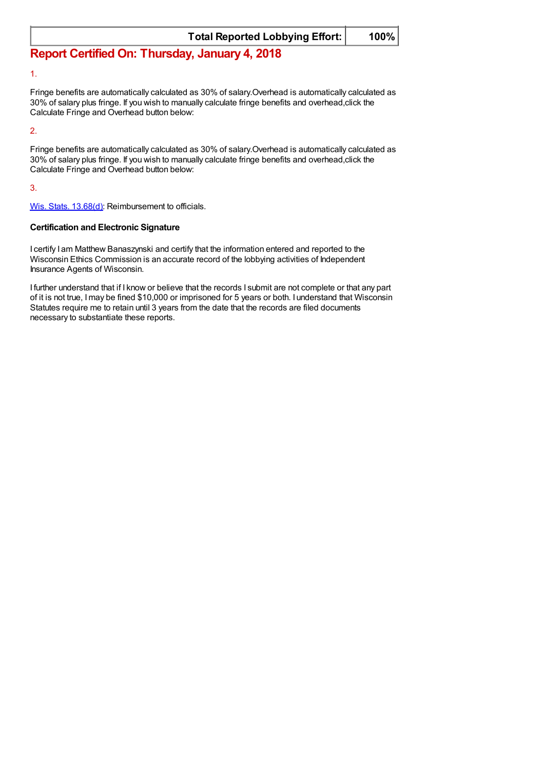| | |
|---|---|
| **Total Reported Lobbying Effort:** | **100%** |

## Report Certified On: Thursday, January 4, 2018

1.

Fringe benefits are automatically calculated as 30% of salary.Overhead is automatically calculated as 30% of salary plus fringe. If you wish to manually calculate fringe benefits and overhead,click the Calculate Fringe and Overhead button below:

2.

Fringe benefits are automatically calculated as 30% of salary.Overhead is automatically calculated as 30% of salary plus fringe. If you wish to manually calculate fringe benefits and overhead,click the Calculate Fringe and Overhead button below:

3.

Wis. Stats. 13.68(d): Reimbursement to officials.

**Certification and Electronic Signature**

I certify I am Matthew Banaszynski and certify that the information entered and reported to the Wisconsin Ethics Commission is an accurate record of the lobbying activities of Independent Insurance Agents of Wisconsin.

I further understand that if I know or believe that the records I submit are not complete or that any part of it is not true, I may be fined $10,000 or imprisoned for 5 years or both. I understand that Wisconsin Statutes require me to retain until 3 years from the date that the records are filed documents necessary to substantiate these reports.